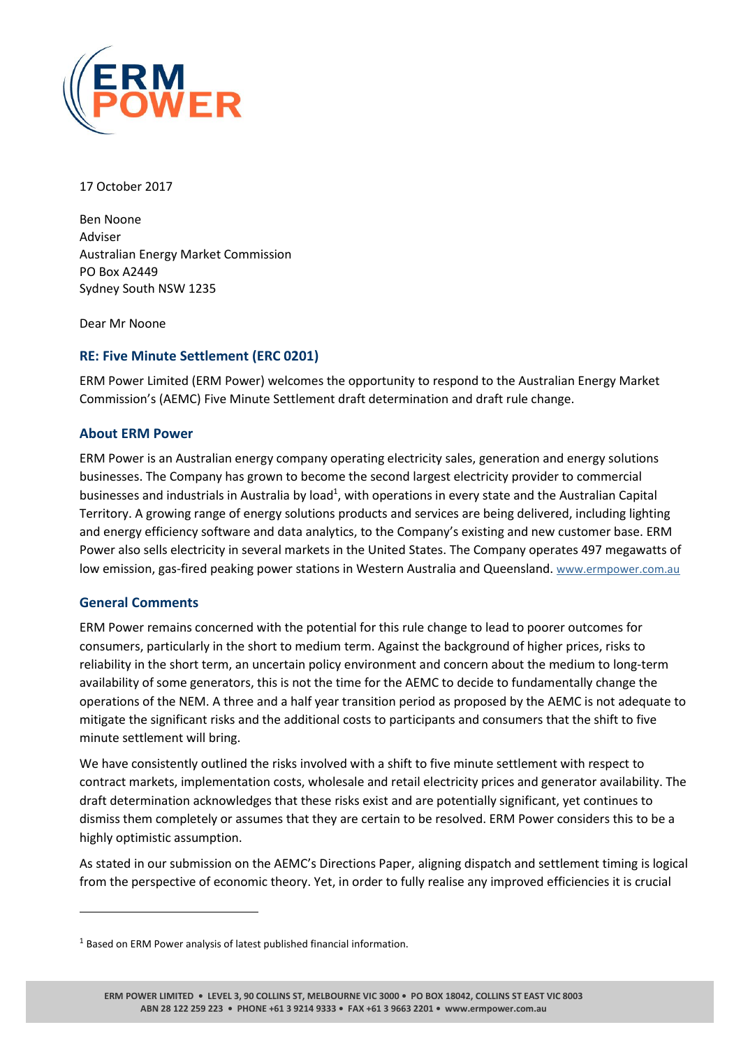17 October 2017

Ben Noone
Adviser
Australian Energy Market Commission
PO Box A2449
Sydney South NSW 1235

Dear Mr Noone

## RE: Five Minute Settlement (ERC 0201)

ERM Power Limited (ERM Power) welcomes the opportunity to respond to the Australian Energy Market Commission's (AEMC) Five Minute Settlement draft determination and draft rule change.

## About ERM Power

ERM Power is an Australian energy company operating electricity sales, generation and energy solutions businesses. The Company has grown to become the second largest electricity provider to commercial businesses and industrials in Australia by load[1], with operations in every state and the Australian Capital Territory. A growing range of energy solutions products and services are being delivered, including lighting and energy efficiency software and data analytics, to the Company's existing and new customer base. ERM Power also sells electricity in several markets in the United States. The Company operates 497 megawatts of low emission, gas-fired peaking power stations in Western Australia and Queensland. www.ermpower.com.au

## General Comments

ERM Power remains concerned with the potential for this rule change to lead to poorer outcomes for consumers, particularly in the short to medium term. Against the background of higher prices, risks to reliability in the short term, an uncertain policy environment and concern about the medium to long-term availability of some generators, this is not the time for the AEMC to decide to fundamentally change the operations of the NEM. A three and a half year transition period as proposed by the AEMC is not adequate to mitigate the significant risks and the additional costs to participants and consumers that the shift to five minute settlement will bring.

We have consistently outlined the risks involved with a shift to five minute settlement with respect to contract markets, implementation costs, wholesale and retail electricity prices and generator availability. The draft determination acknowledges that these risks exist and are potentially significant, yet continues to dismiss them completely or assumes that they are certain to be resolved. ERM Power considers this to be a highly optimistic assumption.

As stated in our submission on the AEMC's Directions Paper, aligning dispatch and settlement timing is logical from the perspective of economic theory. Yet, in order to fully realise any improved efficiencies it is crucial

[1] Based on ERM Power analysis of latest published financial information.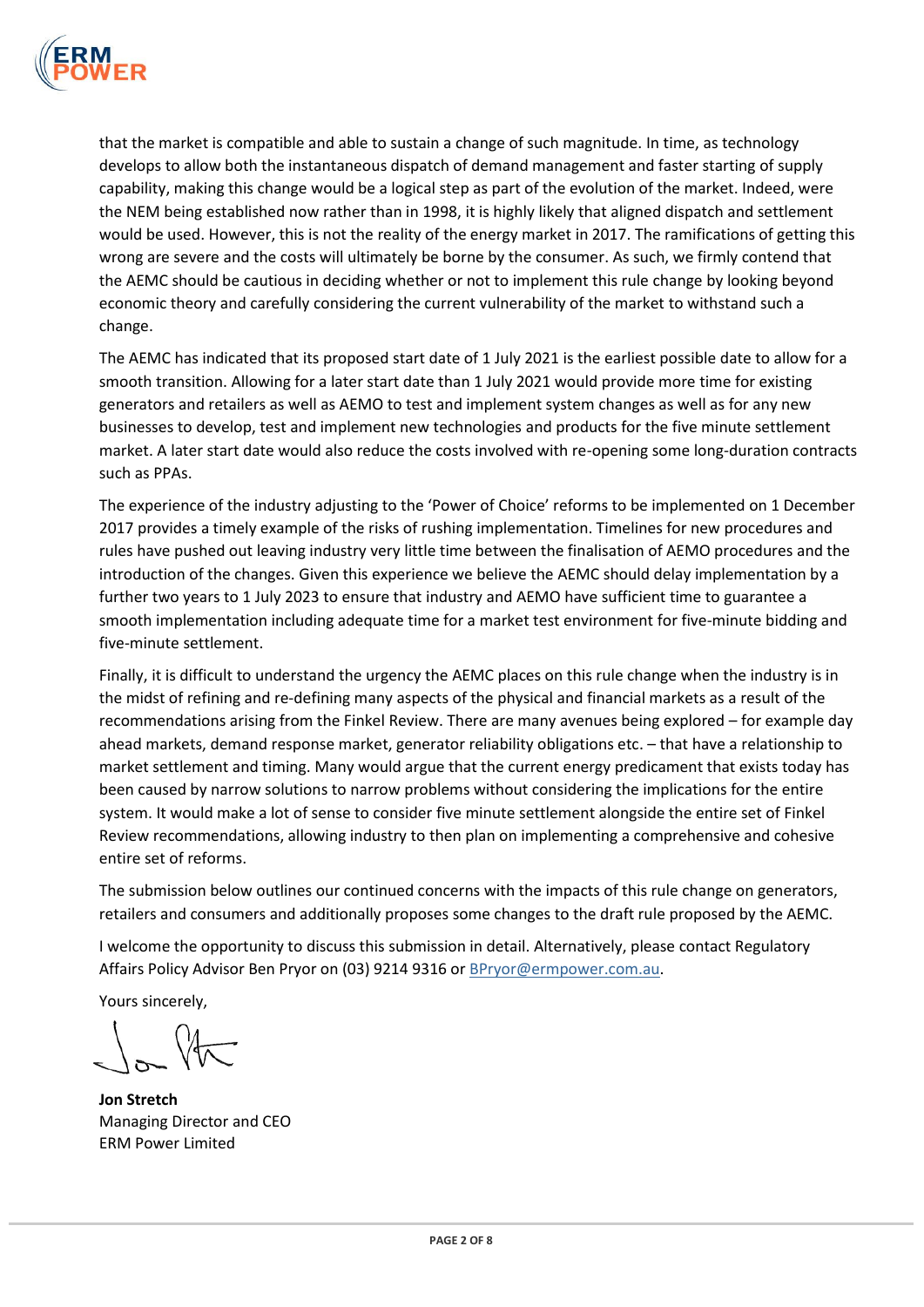that the market is compatible and able to sustain a change of such magnitude. In time, as technology develops to allow both the instantaneous dispatch of demand management and faster starting of supply capability, making this change would be a logical step as part of the evolution of the market. Indeed, were the NEM being established now rather than in 1998, it is highly likely that aligned dispatch and settlement would be used. However, this is not the reality of the energy market in 2017. The ramifications of getting this wrong are severe and the costs will ultimately be borne by the consumer. As such, we firmly contend that the AEMC should be cautious in deciding whether or not to implement this rule change by looking beyond economic theory and carefully considering the current vulnerability of the market to withstand such a change.

The AEMC has indicated that its proposed start date of 1 July 2021 is the earliest possible date to allow for a smooth transition. Allowing for a later start date than 1 July 2021 would provide more time for existing generators and retailers as well as AEMO to test and implement system changes as well as for any new businesses to develop, test and implement new technologies and products for the five minute settlement market. A later start date would also reduce the costs involved with re-opening some long-duration contracts such as PPAs.

The experience of the industry adjusting to the 'Power of Choice' reforms to be implemented on 1 December 2017 provides a timely example of the risks of rushing implementation. Timelines for new procedures and rules have pushed out leaving industry very little time between the finalisation of AEMO procedures and the introduction of the changes. Given this experience we believe the AEMC should delay implementation by a further two years to 1 July 2023 to ensure that industry and AEMO have sufficient time to guarantee a smooth implementation including adequate time for a market test environment for five-minute bidding and five-minute settlement.

Finally, it is difficult to understand the urgency the AEMC places on this rule change when the industry is in the midst of refining and re-defining many aspects of the physical and financial markets as a result of the recommendations arising from the Finkel Review. There are many avenues being explored – for example day ahead markets, demand response market, generator reliability obligations etc. – that have a relationship to market settlement and timing. Many would argue that the current energy predicament that exists today has been caused by narrow solutions to narrow problems without considering the implications for the entire system. It would make a lot of sense to consider five minute settlement alongside the entire set of Finkel Review recommendations, allowing industry to then plan on implementing a comprehensive and cohesive entire set of reforms.

The submission below outlines our continued concerns with the impacts of this rule change on generators, retailers and consumers and additionally proposes some changes to the draft rule proposed by the AEMC.

I welcome the opportunity to discuss this submission in detail. Alternatively, please contact Regulatory Affairs Policy Advisor Ben Pryor on (03) 9214 9316 or BPryor@ermpower.com.au.

Yours sincerely,

**Jon Stretch**
Managing Director and CEO
ERM Power Limited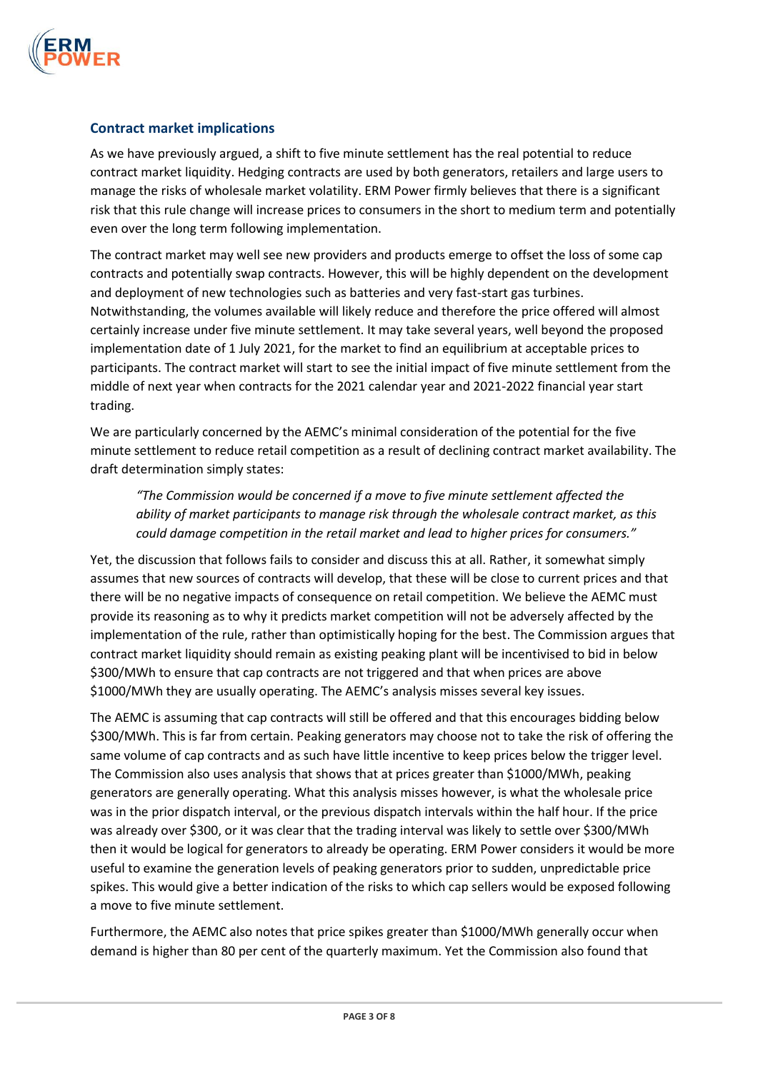## Contract market implications

As we have previously argued, a shift to five minute settlement has the real potential to reduce contract market liquidity. Hedging contracts are used by both generators, retailers and large users to manage the risks of wholesale market volatility. ERM Power firmly believes that there is a significant risk that this rule change will increase prices to consumers in the short to medium term and potentially even over the long term following implementation.

The contract market may well see new providers and products emerge to offset the loss of some cap contracts and potentially swap contracts. However, this will be highly dependent on the development and deployment of new technologies such as batteries and very fast-start gas turbines. Notwithstanding, the volumes available will likely reduce and therefore the price offered will almost certainly increase under five minute settlement. It may take several years, well beyond the proposed implementation date of 1 July 2021, for the market to find an equilibrium at acceptable prices to participants. The contract market will start to see the initial impact of five minute settlement from the middle of next year when contracts for the 2021 calendar year and 2021-2022 financial year start trading.

We are particularly concerned by the AEMC's minimal consideration of the potential for the five minute settlement to reduce retail competition as a result of declining contract market availability. The draft determination simply states:

> *"The Commission would be concerned if a move to five minute settlement affected the ability of market participants to manage risk through the wholesale contract market, as this could damage competition in the retail market and lead to higher prices for consumers."*

Yet, the discussion that follows fails to consider and discuss this at all. Rather, it somewhat simply assumes that new sources of contracts will develop, that these will be close to current prices and that there will be no negative impacts of consequence on retail competition. We believe the AEMC must provide its reasoning as to why it predicts market competition will not be adversely affected by the implementation of the rule, rather than optimistically hoping for the best. The Commission argues that contract market liquidity should remain as existing peaking plant will be incentivised to bid in below \$300/MWh to ensure that cap contracts are not triggered and that when prices are above \$1000/MWh they are usually operating. The AEMC's analysis misses several key issues.

The AEMC is assuming that cap contracts will still be offered and that this encourages bidding below \$300/MWh. This is far from certain. Peaking generators may choose not to take the risk of offering the same volume of cap contracts and as such have little incentive to keep prices below the trigger level. The Commission also uses analysis that shows that at prices greater than \$1000/MWh, peaking generators are generally operating. What this analysis misses however, is what the wholesale price was in the prior dispatch interval, or the previous dispatch intervals within the half hour. If the price was already over \$300, or it was clear that the trading interval was likely to settle over \$300/MWh then it would be logical for generators to already be operating. ERM Power considers it would be more useful to examine the generation levels of peaking generators prior to sudden, unpredictable price spikes. This would give a better indication of the risks to which cap sellers would be exposed following a move to five minute settlement.

Furthermore, the AEMC also notes that price spikes greater than \$1000/MWh generally occur when demand is higher than 80 per cent of the quarterly maximum. Yet the Commission also found that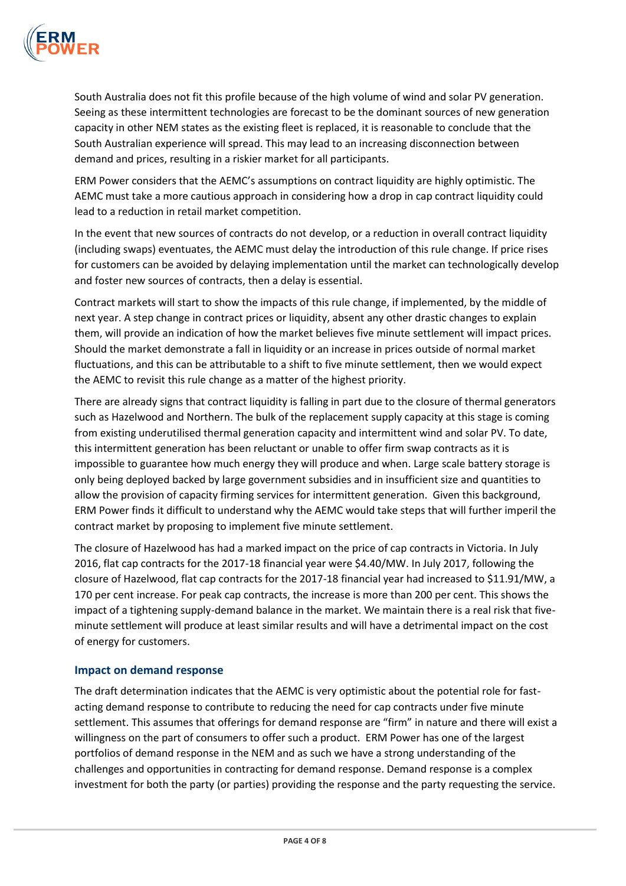South Australia does not fit this profile because of the high volume of wind and solar PV generation. Seeing as these intermittent technologies are forecast to be the dominant sources of new generation capacity in other NEM states as the existing fleet is replaced, it is reasonable to conclude that the South Australian experience will spread. This may lead to an increasing disconnection between demand and prices, resulting in a riskier market for all participants.

ERM Power considers that the AEMC's assumptions on contract liquidity are highly optimistic. The AEMC must take a more cautious approach in considering how a drop in cap contract liquidity could lead to a reduction in retail market competition.

In the event that new sources of contracts do not develop, or a reduction in overall contract liquidity (including swaps) eventuates, the AEMC must delay the introduction of this rule change. If price rises for customers can be avoided by delaying implementation until the market can technologically develop and foster new sources of contracts, then a delay is essential.

Contract markets will start to show the impacts of this rule change, if implemented, by the middle of next year. A step change in contract prices or liquidity, absent any other drastic changes to explain them, will provide an indication of how the market believes five minute settlement will impact prices. Should the market demonstrate a fall in liquidity or an increase in prices outside of normal market fluctuations, and this can be attributable to a shift to five minute settlement, then we would expect the AEMC to revisit this rule change as a matter of the highest priority.

There are already signs that contract liquidity is falling in part due to the closure of thermal generators such as Hazelwood and Northern. The bulk of the replacement supply capacity at this stage is coming from existing underutilised thermal generation capacity and intermittent wind and solar PV. To date, this intermittent generation has been reluctant or unable to offer firm swap contracts as it is impossible to guarantee how much energy they will produce and when. Large scale battery storage is only being deployed backed by large government subsidies and in insufficient size and quantities to allow the provision of capacity firming services for intermittent generation. Given this background, ERM Power finds it difficult to understand why the AEMC would take steps that will further imperil the contract market by proposing to implement five minute settlement.

The closure of Hazelwood has had a marked impact on the price of cap contracts in Victoria. In July 2016, flat cap contracts for the 2017-18 financial year were $4.40/MW. In July 2017, following the closure of Hazelwood, flat cap contracts for the 2017-18 financial year had increased to $11.91/MW, a 170 per cent increase. For peak cap contracts, the increase is more than 200 per cent. This shows the impact of a tightening supply-demand balance in the market. We maintain there is a real risk that five-minute settlement will produce at least similar results and will have a detrimental impact on the cost of energy for customers.

### Impact on demand response

The draft determination indicates that the AEMC is very optimistic about the potential role for fast-acting demand response to contribute to reducing the need for cap contracts under five minute settlement. This assumes that offerings for demand response are "firm" in nature and there will exist a willingness on the part of consumers to offer such a product. ERM Power has one of the largest portfolios of demand response in the NEM and as such we have a strong understanding of the challenges and opportunities in contracting for demand response. Demand response is a complex investment for both the party (or parties) providing the response and the party requesting the service.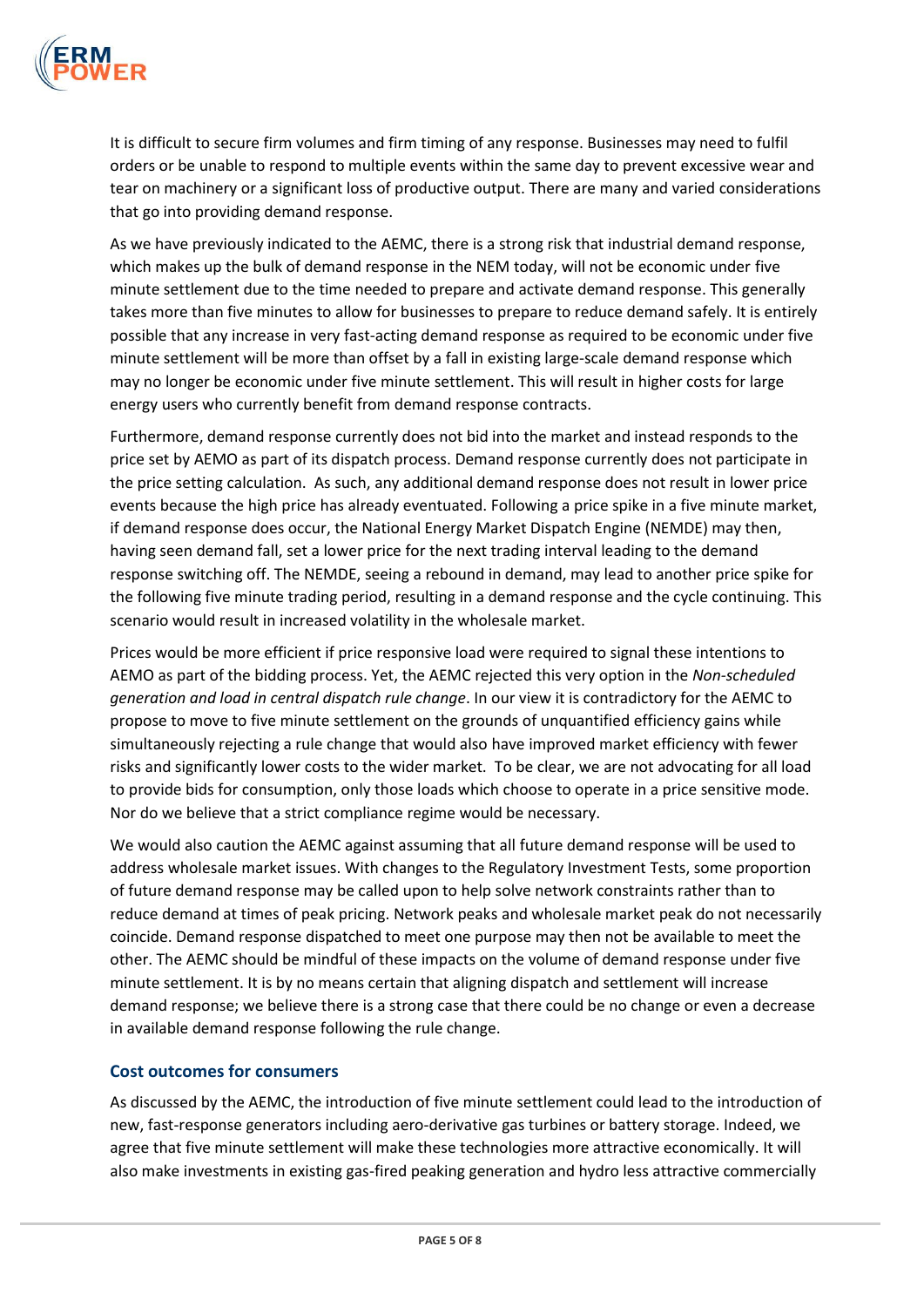It is difficult to secure firm volumes and firm timing of any response. Businesses may need to fulfil orders or be unable to respond to multiple events within the same day to prevent excessive wear and tear on machinery or a significant loss of productive output. There are many and varied considerations that go into providing demand response.

As we have previously indicated to the AEMC, there is a strong risk that industrial demand response, which makes up the bulk of demand response in the NEM today, will not be economic under five minute settlement due to the time needed to prepare and activate demand response. This generally takes more than five minutes to allow for businesses to prepare to reduce demand safely. It is entirely possible that any increase in very fast-acting demand response as required to be economic under five minute settlement will be more than offset by a fall in existing large-scale demand response which may no longer be economic under five minute settlement. This will result in higher costs for large energy users who currently benefit from demand response contracts.

Furthermore, demand response currently does not bid into the market and instead responds to the price set by AEMO as part of its dispatch process. Demand response currently does not participate in the price setting calculation. As such, any additional demand response does not result in lower price events because the high price has already eventuated. Following a price spike in a five minute market, if demand response does occur, the National Energy Market Dispatch Engine (NEMDE) may then, having seen demand fall, set a lower price for the next trading interval leading to the demand response switching off. The NEMDE, seeing a rebound in demand, may lead to another price spike for the following five minute trading period, resulting in a demand response and the cycle continuing. This scenario would result in increased volatility in the wholesale market.

Prices would be more efficient if price responsive load were required to signal these intentions to AEMO as part of the bidding process. Yet, the AEMC rejected this very option in the *Non-scheduled generation and load in central dispatch rule change*. In our view it is contradictory for the AEMC to propose to move to five minute settlement on the grounds of unquantified efficiency gains while simultaneously rejecting a rule change that would also have improved market efficiency with fewer risks and significantly lower costs to the wider market. To be clear, we are not advocating for all load to provide bids for consumption, only those loads which choose to operate in a price sensitive mode. Nor do we believe that a strict compliance regime would be necessary.

We would also caution the AEMC against assuming that all future demand response will be used to address wholesale market issues. With changes to the Regulatory Investment Tests, some proportion of future demand response may be called upon to help solve network constraints rather than to reduce demand at times of peak pricing. Network peaks and wholesale market peak do not necessarily coincide. Demand response dispatched to meet one purpose may then not be available to meet the other. The AEMC should be mindful of these impacts on the volume of demand response under five minute settlement. It is by no means certain that aligning dispatch and settlement will increase demand response; we believe there is a strong case that there could be no change or even a decrease in available demand response following the rule change.

### Cost outcomes for consumers

As discussed by the AEMC, the introduction of five minute settlement could lead to the introduction of new, fast-response generators including aero-derivative gas turbines or battery storage. Indeed, we agree that five minute settlement will make these technologies more attractive economically. It will also make investments in existing gas-fired peaking generation and hydro less attractive commercially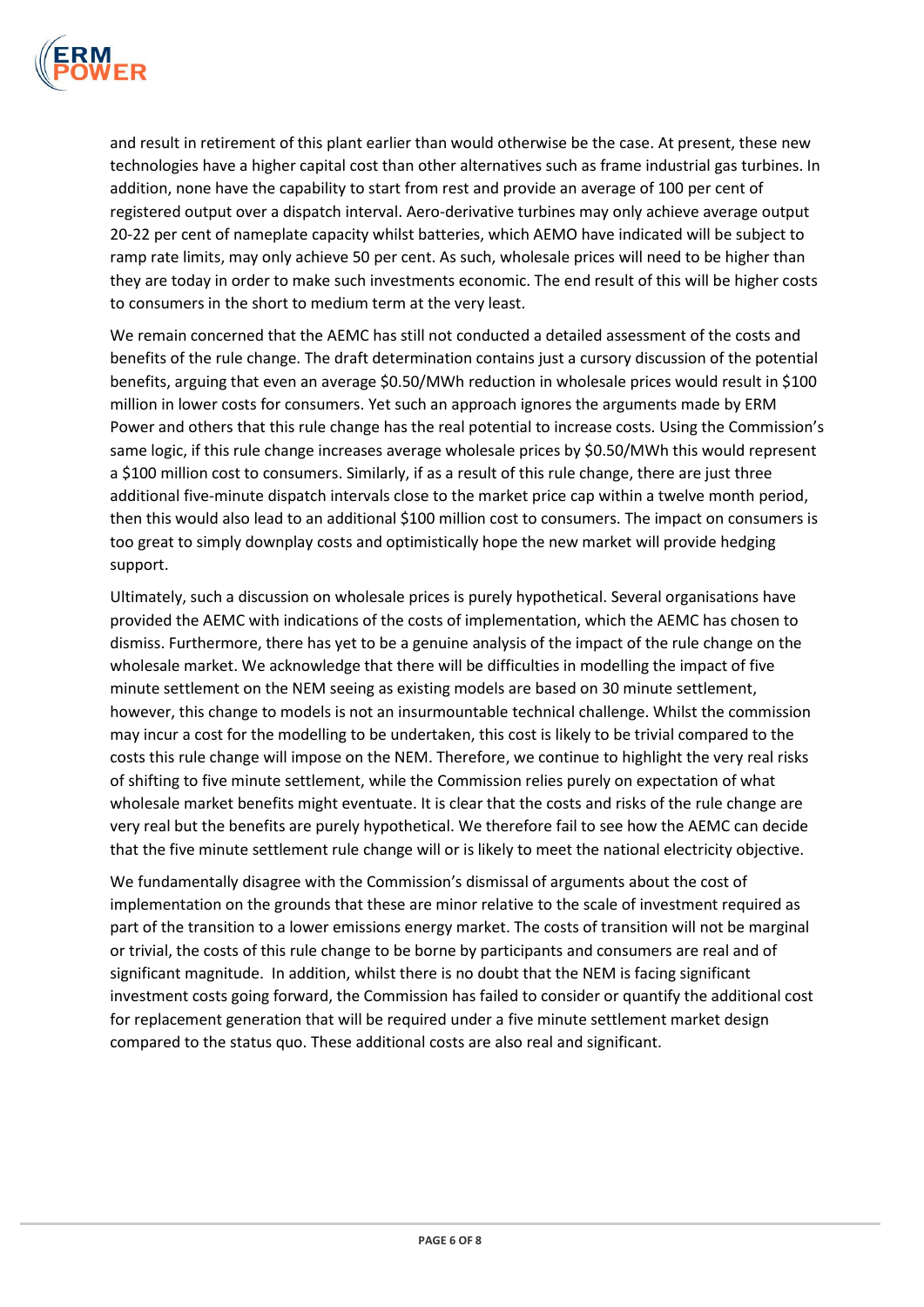and result in retirement of this plant earlier than would otherwise be the case. At present, these new technologies have a higher capital cost than other alternatives such as frame industrial gas turbines. In addition, none have the capability to start from rest and provide an average of 100 per cent of registered output over a dispatch interval. Aero-derivative turbines may only achieve average output 20-22 per cent of nameplate capacity whilst batteries, which AEMO have indicated will be subject to ramp rate limits, may only achieve 50 per cent. As such, wholesale prices will need to be higher than they are today in order to make such investments economic. The end result of this will be higher costs to consumers in the short to medium term at the very least.

We remain concerned that the AEMC has still not conducted a detailed assessment of the costs and benefits of the rule change. The draft determination contains just a cursory discussion of the potential benefits, arguing that even an average $0.50/MWh reduction in wholesale prices would result in $100 million in lower costs for consumers. Yet such an approach ignores the arguments made by ERM Power and others that this rule change has the real potential to increase costs. Using the Commission's same logic, if this rule change increases average wholesale prices by $0.50/MWh this would represent a $100 million cost to consumers. Similarly, if as a result of this rule change, there are just three additional five-minute dispatch intervals close to the market price cap within a twelve month period, then this would also lead to an additional $100 million cost to consumers. The impact on consumers is too great to simply downplay costs and optimistically hope the new market will provide hedging support.

Ultimately, such a discussion on wholesale prices is purely hypothetical. Several organisations have provided the AEMC with indications of the costs of implementation, which the AEMC has chosen to dismiss. Furthermore, there has yet to be a genuine analysis of the impact of the rule change on the wholesale market. We acknowledge that there will be difficulties in modelling the impact of five minute settlement on the NEM seeing as existing models are based on 30 minute settlement, however, this change to models is not an insurmountable technical challenge. Whilst the commission may incur a cost for the modelling to be undertaken, this cost is likely to be trivial compared to the costs this rule change will impose on the NEM. Therefore, we continue to highlight the very real risks of shifting to five minute settlement, while the Commission relies purely on expectation of what wholesale market benefits might eventuate. It is clear that the costs and risks of the rule change are very real but the benefits are purely hypothetical. We therefore fail to see how the AEMC can decide that the five minute settlement rule change will or is likely to meet the national electricity objective.

We fundamentally disagree with the Commission's dismissal of arguments about the cost of implementation on the grounds that these are minor relative to the scale of investment required as part of the transition to a lower emissions energy market. The costs of transition will not be marginal or trivial, the costs of this rule change to be borne by participants and consumers are real and of significant magnitude. In addition, whilst there is no doubt that the NEM is facing significant investment costs going forward, the Commission has failed to consider or quantify the additional cost for replacement generation that will be required under a five minute settlement market design compared to the status quo. These additional costs are also real and significant.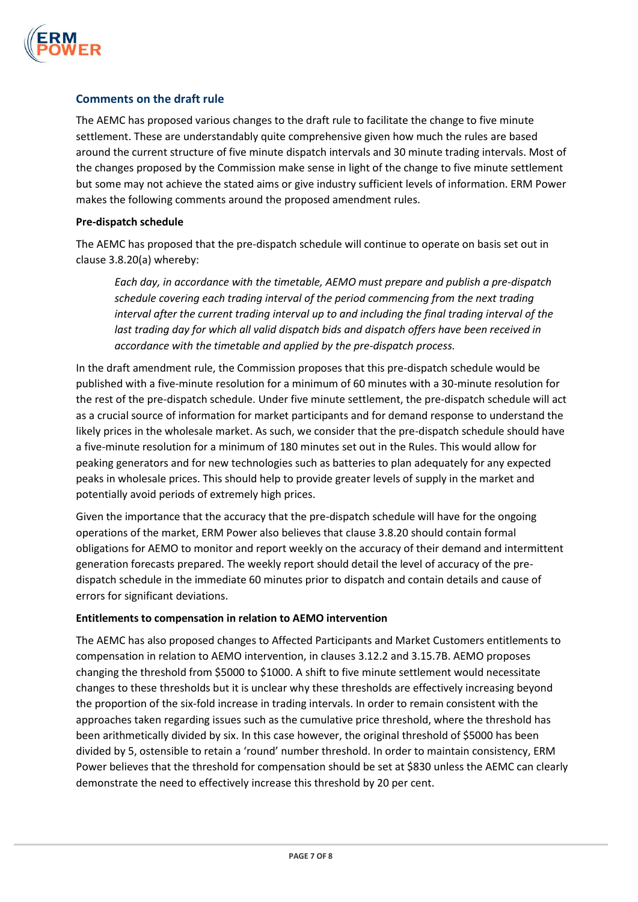## Comments on the draft rule

The AEMC has proposed various changes to the draft rule to facilitate the change to five minute settlement. These are understandably quite comprehensive given how much the rules are based around the current structure of five minute dispatch intervals and 30 minute trading intervals. Most of the changes proposed by the Commission make sense in light of the change to five minute settlement but some may not achieve the stated aims or give industry sufficient levels of information. ERM Power makes the following comments around the proposed amendment rules.

**Pre-dispatch schedule**

The AEMC has proposed that the pre-dispatch schedule will continue to operate on basis set out in clause 3.8.20(a) whereby:

> *Each day, in accordance with the timetable, AEMO must prepare and publish a pre-dispatch schedule covering each trading interval of the period commencing from the next trading interval after the current trading interval up to and including the final trading interval of the last trading day for which all valid dispatch bids and dispatch offers have been received in accordance with the timetable and applied by the pre-dispatch process.*

In the draft amendment rule, the Commission proposes that this pre-dispatch schedule would be published with a five-minute resolution for a minimum of 60 minutes with a 30-minute resolution for the rest of the pre-dispatch schedule. Under five minute settlement, the pre-dispatch schedule will act as a crucial source of information for market participants and for demand response to understand the likely prices in the wholesale market. As such, we consider that the pre-dispatch schedule should have a five-minute resolution for a minimum of 180 minutes set out in the Rules. This would allow for peaking generators and for new technologies such as batteries to plan adequately for any expected peaks in wholesale prices. This should help to provide greater levels of supply in the market and potentially avoid periods of extremely high prices.

Given the importance that the accuracy that the pre-dispatch schedule will have for the ongoing operations of the market, ERM Power also believes that clause 3.8.20 should contain formal obligations for AEMO to monitor and report weekly on the accuracy of their demand and intermittent generation forecasts prepared. The weekly report should detail the level of accuracy of the pre-dispatch schedule in the immediate 60 minutes prior to dispatch and contain details and cause of errors for significant deviations.

**Entitlements to compensation in relation to AEMO intervention**

The AEMC has also proposed changes to Affected Participants and Market Customers entitlements to compensation in relation to AEMO intervention, in clauses 3.12.2 and 3.15.7B. AEMO proposes changing the threshold from $5000 to $1000. A shift to five minute settlement would necessitate changes to these thresholds but it is unclear why these thresholds are effectively increasing beyond the proportion of the six-fold increase in trading intervals. In order to remain consistent with the approaches taken regarding issues such as the cumulative price threshold, where the threshold has been arithmetically divided by six. In this case however, the original threshold of $5000 has been divided by 5, ostensible to retain a 'round' number threshold. In order to maintain consistency, ERM Power believes that the threshold for compensation should be set at $830 unless the AEMC can clearly demonstrate the need to effectively increase this threshold by 20 per cent.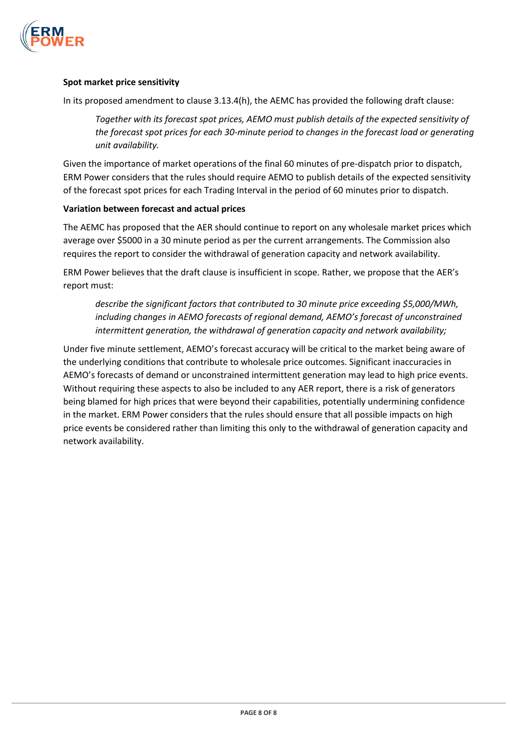**Spot market price sensitivity**

In its proposed amendment to clause 3.13.4(h), the AEMC has provided the following draft clause:

> *Together with its forecast spot prices, AEMO must publish details of the expected sensitivity of the forecast spot prices for each 30-minute period to changes in the forecast load or generating unit availability.*

Given the importance of market operations of the final 60 minutes of pre-dispatch prior to dispatch, ERM Power considers that the rules should require AEMO to publish details of the expected sensitivity of the forecast spot prices for each Trading Interval in the period of 60 minutes prior to dispatch.

**Variation between forecast and actual prices**

The AEMC has proposed that the AER should continue to report on any wholesale market prices which average over $5000 in a 30 minute period as per the current arrangements. The Commission also requires the report to consider the withdrawal of generation capacity and network availability.

ERM Power believes that the draft clause is insufficient in scope. Rather, we propose that the AER's report must:

> *describe the significant factors that contributed to 30 minute price exceeding $5,000/MWh, including changes in AEMO forecasts of regional demand, AEMO's forecast of unconstrained intermittent generation, the withdrawal of generation capacity and network availability;*

Under five minute settlement, AEMO's forecast accuracy will be critical to the market being aware of the underlying conditions that contribute to wholesale price outcomes. Significant inaccuracies in AEMO's forecasts of demand or unconstrained intermittent generation may lead to high price events. Without requiring these aspects to also be included to any AER report, there is a risk of generators being blamed for high prices that were beyond their capabilities, potentially undermining confidence in the market. ERM Power considers that the rules should ensure that all possible impacts on high price events be considered rather than limiting this only to the withdrawal of generation capacity and network availability.